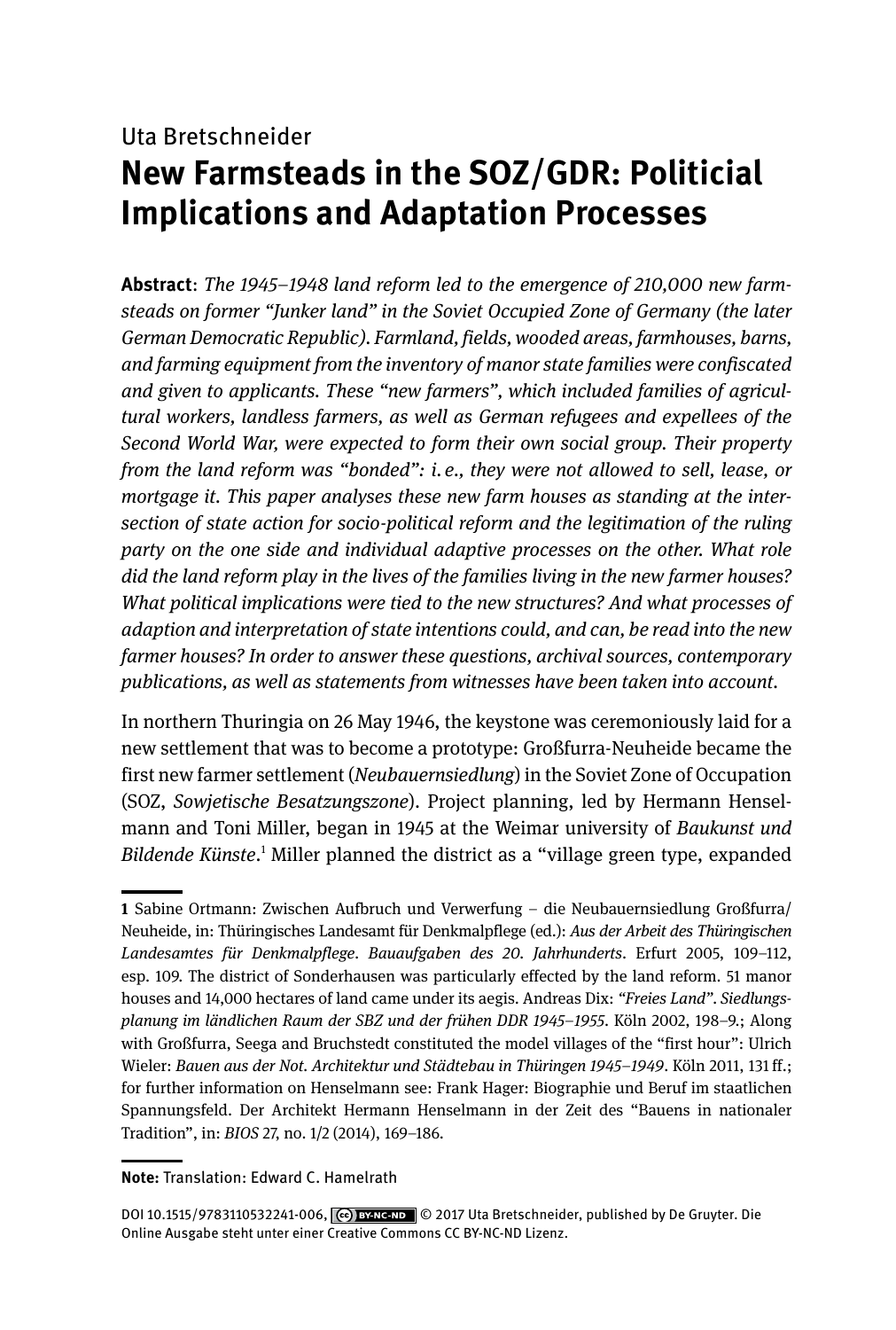Uta Bretschneider

# New Farmsteads in the SOZ/GDR: Politicial Implications and Adaptation Processes

**Abstract**: *The 1945–1948 land reform led to the emergence of 210,000 new farmsteads on former "Junker land" in the Soviet Occupied Zone of Germany (the later German Democratic Republic). Farmland, fields, wooded areas, farmhouses, barns, and farming equipment from the inventory of manor state families were confiscated and given to applicants. These "new farmers", which included families of agricultural workers, landless farmers, as well as German refugees and expellees of the Second World War, were expected to form their own social group. Their property from the land reform was "bonded": i. e., they were not allowed to sell, lease, or mortgage it. This paper analyses these new farm houses as standing at the intersection of state action for socio-political reform and the legitimation of the ruling party on the one side and individual adaptive processes on the other. What role did the land reform play in the lives of the families living in the new farmer houses? What political implications were tied to the new structures? And what processes of adaption and interpretation of state intentions could, and can, be read into the new farmer houses? In order to answer these questions, archival sources, contemporary publications, as well as statements from witnesses have been taken into account.*

In northern Thuringia on 26 May 1946, the keystone was ceremoniously laid for a new settlement that was to become a prototype: Großfurra-Neuheide became the first new farmer settlement (*Neubauernsiedlung*) in the Soviet Zone of Occupation (SOZ, *Sowjetische Besatzungszone*). Project planning, led by Hermann Henselmann and Toni Miller, began in 1945 at the Weimar university of *Baukunst und Bildende Künste*.[1] Miller planned the district as a "village green type, expanded

---

**1** Sabine Ortmann: Zwischen Aufbruch und Verwerfung – die Neubauernsiedlung Großfurra/Neuheide, in: Thüringisches Landesamt für Denkmalpflege (ed.): *Aus der Arbeit des Thüringischen Landesamtes für Denkmalpflege. Bauaufgaben des 20. Jahrhunderts*. Erfurt 2005, 109–112, esp. 109. The district of Sonderhausen was particularly effected by the land reform. 51 manor houses and 14,000 hectares of land came under its aegis. Andreas Dix: *"Freies Land". Siedlungsplanung im ländlichen Raum der SBZ und der frühen DDR 1945–1955*. Köln 2002, 198–9.; Along with Großfurra, Seega and Bruchstedt constituted the model villages of the "first hour": Ulrich Wieler: *Bauen aus der Not. Architektur und Städtebau in Thüringen 1945–1949*. Köln 2011, 131 ff.; for further information on Henselmann see: Frank Hager: Biographie und Beruf im staatlichen Spannungsfeld. Der Architekt Hermann Henselmann in der Zeit des "Bauens in nationaler Tradition", in: *BIOS* 27, no. 1/2 (2014), 169–186.

---

**Note:** Translation: Edward C. Hamelrath

DOI 10.1515/9783110532241-006, © 2017 Uta Bretschneider, published by De Gruyter. Die Online Ausgabe steht unter einer Creative Commons CC BY-NC-ND Lizenz.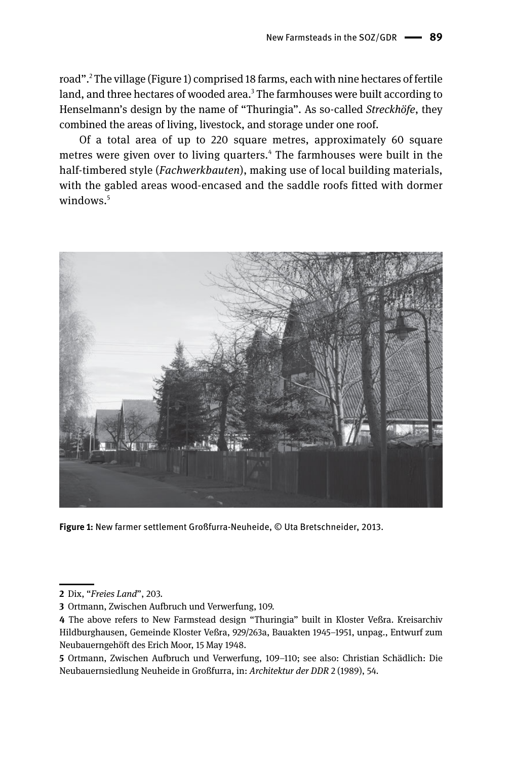road".[2] The village (Figure 1) comprised 18 farms, each with nine hectares of fertile land, and three hectares of wooded area.[3] The farmhouses were built according to Henselmann's design by the name of "Thuringia". As so-called *Streckhöfe*, they combined the areas of living, livestock, and storage under one roof.

Of a total area of up to 220 square metres, approximately 60 square metres were given over to living quarters.[4] The farmhouses were built in the half-timbered style (*Fachwerkbauten*), making use of local building materials, with the gabled areas wood-encased and the saddle roofs fitted with dormer windows.[5]

**Figure 1:** New farmer settlement Großfurra-Neuheide, © Uta Bretschneider, 2013.

---

**2** Dix, "*Freies Land*", 203.

**3** Ortmann, Zwischen Aufbruch und Verwerfung, 109.

**4** The above refers to New Farmstead design "Thuringia" built in Kloster Veßra. Kreisarchiv Hildburghausen, Gemeinde Kloster Veßra, 929/263a, Bauakten 1945–1951, unpag., Entwurf zum Neubauerngehöft des Erich Moor, 15 May 1948.

**5** Ortmann, Zwischen Aufbruch und Verwerfung, 109–110; see also: Christian Schädlich: Die Neubauernsiedlung Neuheide in Großfurra, in: *Architektur der DDR* 2 (1989), 54.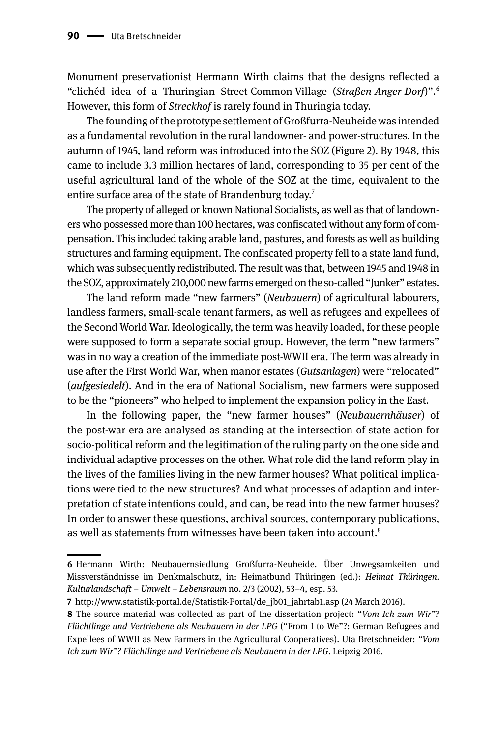Monument preservationist Hermann Wirth claims that the designs reflected a "clichéd idea of a Thuringian Street-Common-Village (*Straßen-Anger-Dorf*)".[6] However, this form of *Streckhof* is rarely found in Thuringia today.

The founding of the prototype settlement of Großfurra-Neuheide was intended as a fundamental revolution in the rural landowner- and power-structures. In the autumn of 1945, land reform was introduced into the SOZ (Figure 2). By 1948, this came to include 3.3 million hectares of land, corresponding to 35 per cent of the useful agricultural land of the whole of the SOZ at the time, equivalent to the entire surface area of the state of Brandenburg today.[7]

The property of alleged or known National Socialists, as well as that of landowners who possessed more than 100 hectares, was confiscated without any form of compensation. This included taking arable land, pastures, and forests as well as building structures and farming equipment. The confiscated property fell to a state land fund, which was subsequently redistributed. The result was that, between 1945 and 1948 in the SOZ, approximately 210,000 new farms emerged on the so-called "Junker" estates.

The land reform made "new farmers" (*Neubauern*) of agricultural labourers, landless farmers, small-scale tenant farmers, as well as refugees and expellees of the Second World War. Ideologically, the term was heavily loaded, for these people were supposed to form a separate social group. However, the term "new farmers" was in no way a creation of the immediate post-WWII era. The term was already in use after the First World War, when manor estates (*Gutsanlagen*) were "relocated" (*aufgesiedelt*). And in the era of National Socialism, new farmers were supposed to be the "pioneers" who helped to implement the expansion policy in the East.

In the following paper, the "new farmer houses" (*Neubauernhäuser*) of the post-war era are analysed as standing at the intersection of state action for socio-political reform and the legitimation of the ruling party on the one side and individual adaptive processes on the other. What role did the land reform play in the lives of the families living in the new farmer houses? What political implications were tied to the new structures? And what processes of adaption and interpretation of state intentions could, and can, be read into the new farmer houses? In order to answer these questions, archival sources, contemporary publications, as well as statements from witnesses have been taken into account.[8]

---

**6** Hermann Wirth: Neubauernsiedlung Großfurra-Neuheide. Über Unwegsamkeiten und Missverständnisse im Denkmalschutz, in: Heimatbund Thüringen (ed.): *Heimat Thüringen. Kulturlandschaft – Umwelt – Lebensraum* no. 2/3 (2002), 53–4, esp. 53.

**7** http://www.statistik-portal.de/Statistik-Portal/de_jb01_jahrtab1.asp (24 March 2016).

**8** The source material was collected as part of the dissertation project: "*Vom Ich zum Wir"? Flüchtlinge und Vertriebene als Neubauern in der LPG* ("From I to We"?: German Refugees and Expellees of WWII as New Farmers in the Agricultural Cooperatives). Uta Bretschneider: *"Vom Ich zum Wir"? Flüchtlinge und Vertriebene als Neubauern in der LPG*. Leipzig 2016.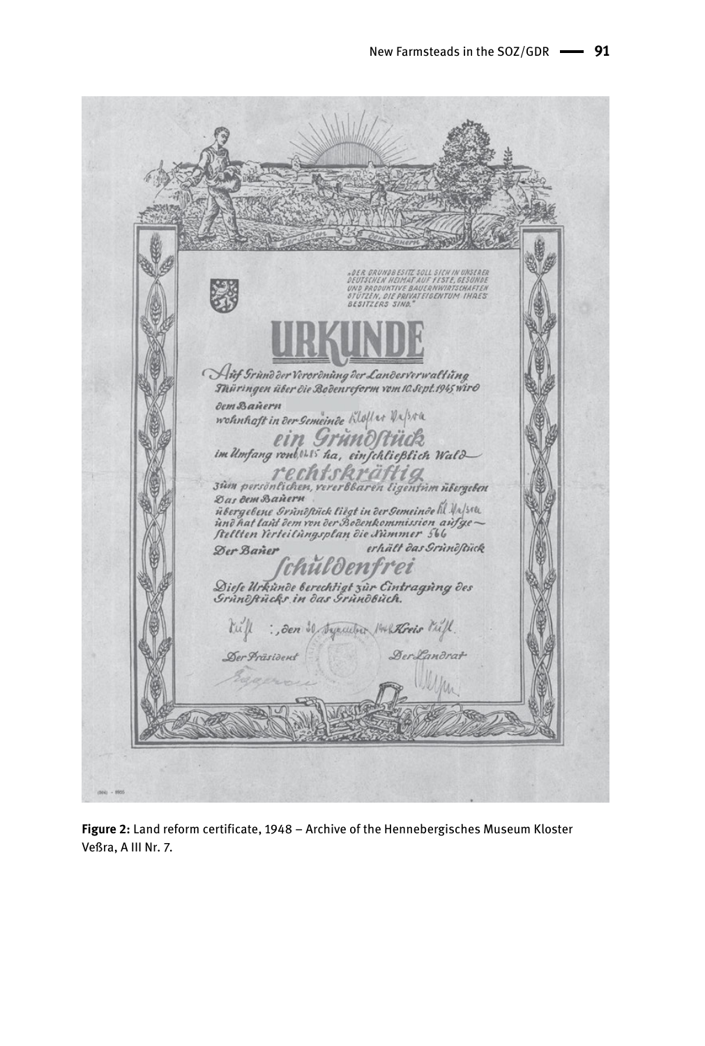Figure 2: Land reform certificate, 1948 – Archive of the Hennebergisches Museum Kloster Veßra, A III Nr. 7.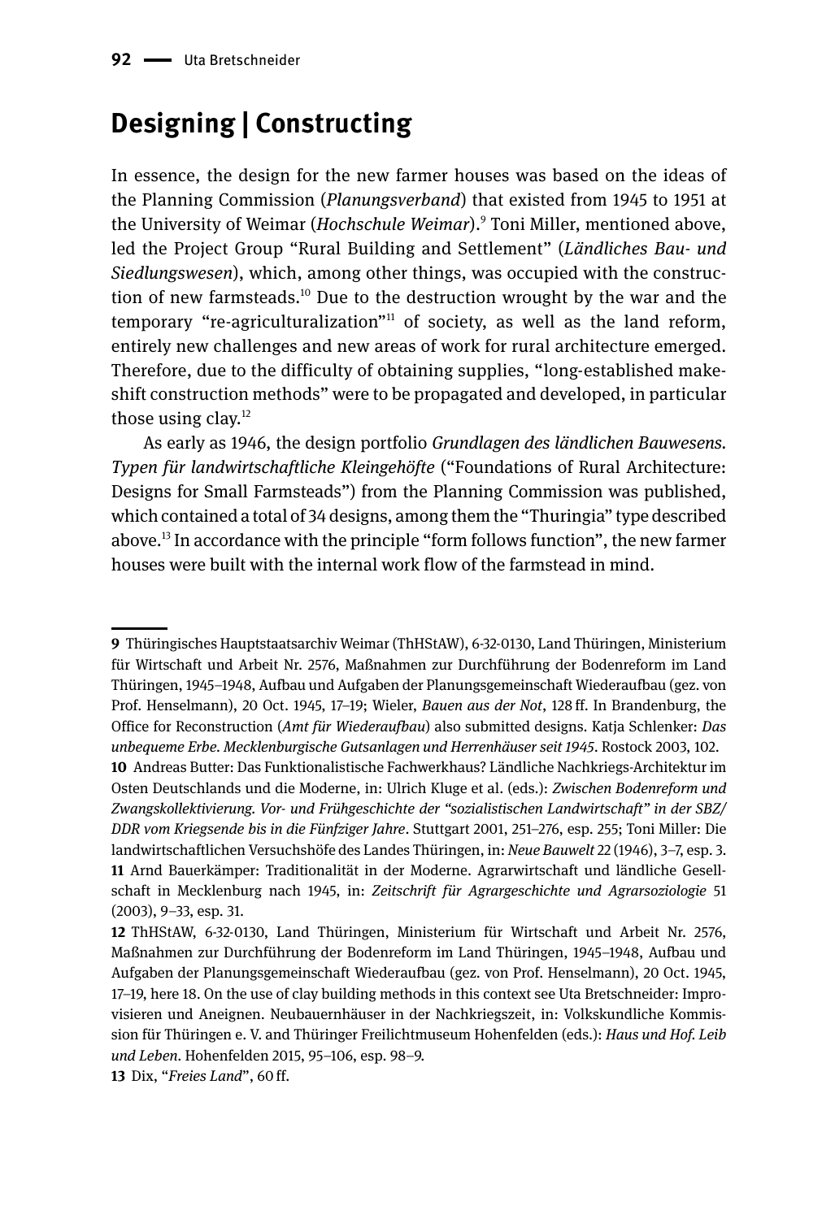## Designing | Constructing

In essence, the design for the new farmer houses was based on the ideas of the Planning Commission (*Planungsverband*) that existed from 1945 to 1951 at the University of Weimar (*Hochschule Weimar*).[9] Toni Miller, mentioned above, led the Project Group "Rural Building and Settlement" (*Ländliches Bau- und Siedlungswesen*), which, among other things, was occupied with the construction of new farmsteads.[10] Due to the destruction wrought by the war and the temporary "re-agriculturalization"[11] of society, as well as the land reform, entirely new challenges and new areas of work for rural architecture emerged. Therefore, due to the difficulty of obtaining supplies, "long-established makeshift construction methods" were to be propagated and developed, in particular those using clay.[12]

As early as 1946, the design portfolio *Grundlagen des ländlichen Bauwesens. Typen für landwirtschaftliche Kleingehöfte* ("Foundations of Rural Architecture: Designs for Small Farmsteads") from the Planning Commission was published, which contained a total of 34 designs, among them the "Thuringia" type described above.[13] In accordance with the principle "form follows function", the new farmer houses were built with the internal work flow of the farmstead in mind.

---

**9** Thüringisches Hauptstaatsarchiv Weimar (ThHStAW), 6-32-0130, Land Thüringen, Ministerium für Wirtschaft und Arbeit Nr. 2576, Maßnahmen zur Durchführung der Bodenreform im Land Thüringen, 1945–1948, Aufbau und Aufgaben der Planungsgemeinschaft Wiederaufbau (gez. von Prof. Henselmann), 20 Oct. 1945, 17–19; Wieler, *Bauen aus der Not*, 128 ff. In Brandenburg, the Office for Reconstruction (*Amt für Wiederaufbau*) also submitted designs. Katja Schlenker: *Das unbequeme Erbe. Mecklenburgische Gutsanlagen und Herrenhäuser seit 1945*. Rostock 2003, 102.

**10** Andreas Butter: Das Funktionalistische Fachwerkhaus? Ländliche Nachkriegs-Architektur im Osten Deutschlands und die Moderne, in: Ulrich Kluge et al. (eds.): *Zwischen Bodenreform und Zwangskollektivierung. Vor- und Frühgeschichte der "sozialistischen Landwirtschaft" in der SBZ/DDR vom Kriegsende bis in die Fünfziger Jahre*. Stuttgart 2001, 251–276, esp. 255; Toni Miller: Die landwirtschaftlichen Versuchshöfe des Landes Thüringen, in: *Neue Bauwelt* 22 (1946), 3–7, esp. 3.

**11** Arnd Bauerkämper: Traditionalität in der Moderne. Agrarwirtschaft und ländliche Gesellschaft in Mecklenburg nach 1945, in: *Zeitschrift für Agrargeschichte und Agrarsoziologie* 51 (2003), 9–33, esp. 31.

**12** ThHStAW, 6-32-0130, Land Thüringen, Ministerium für Wirtschaft und Arbeit Nr. 2576, Maßnahmen zur Durchführung der Bodenreform im Land Thüringen, 1945–1948, Aufbau und Aufgaben der Planungsgemeinschaft Wiederaufbau (gez. von Prof. Henselmann), 20 Oct. 1945, 17–19, here 18. On the use of clay building methods in this context see Uta Bretschneider: Improvisieren und Aneignen. Neubauernhäuser in der Nachkriegszeit, in: Volkskundliche Kommission für Thüringen e. V. and Thüringer Freilichtmuseum Hohenfelden (eds.): *Haus und Hof. Leib und Leben*. Hohenfelden 2015, 95–106, esp. 98–9.

**13** Dix, "*Freies Land*", 60 ff.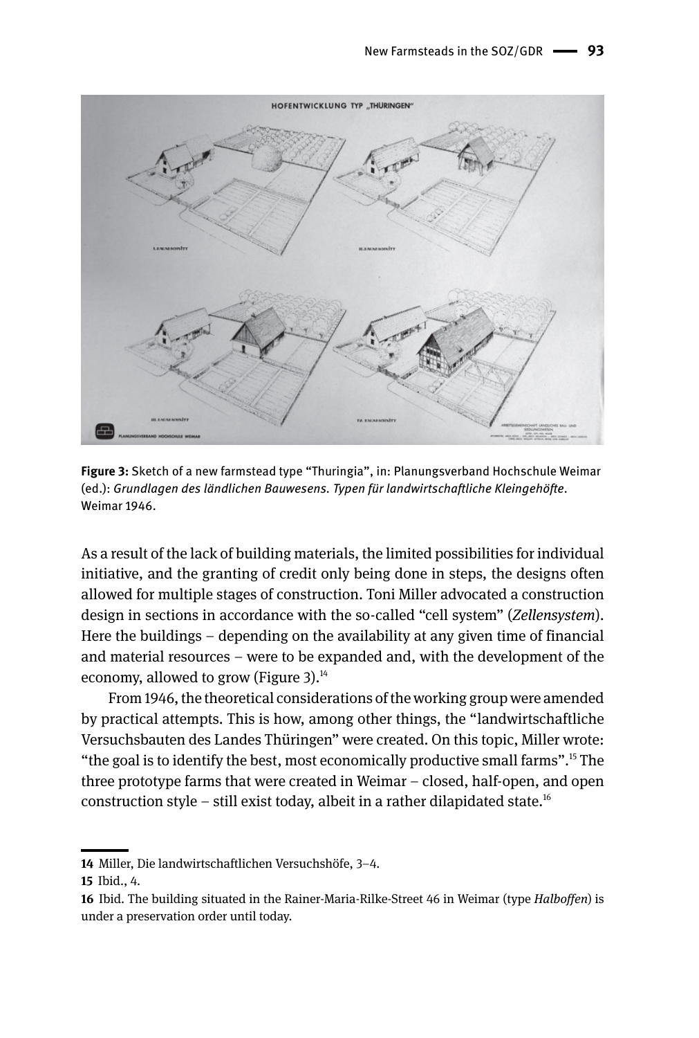**Figure 3:** Sketch of a new farmstead type "Thuringia", in: Planungsverband Hochschule Weimar (ed.): *Grundlagen des ländlichen Bauwesens. Typen für landwirtschaftliche Kleingehöfte*. Weimar 1946.

As a result of the lack of building materials, the limited possibilities for individual initiative, and the granting of credit only being done in steps, the designs often allowed for multiple stages of construction. Toni Miller advocated a construction design in sections in accordance with the so-called "cell system" (*Zellensystem*). Here the buildings – depending on the availability at any given time of financial and material resources – were to be expanded and, with the development of the economy, allowed to grow (Figure 3).[14]

From 1946, the theoretical considerations of the working group were amended by practical attempts. This is how, among other things, the "landwirtschaftliche Versuchsbauten des Landes Thüringen" were created. On this topic, Miller wrote: "the goal is to identify the best, most economically productive small farms".[15] The three prototype farms that were created in Weimar – closed, half-open, and open construction style – still exist today, albeit in a rather dilapidated state.[16]

---

**14** Miller, Die landwirtschaftlichen Versuchshöfe, 3–4.

**15** Ibid., 4.

**16** Ibid. The building situated in the Rainer-Maria-Rilke-Street 46 in Weimar (type *Halboffen*) is under a preservation order until today.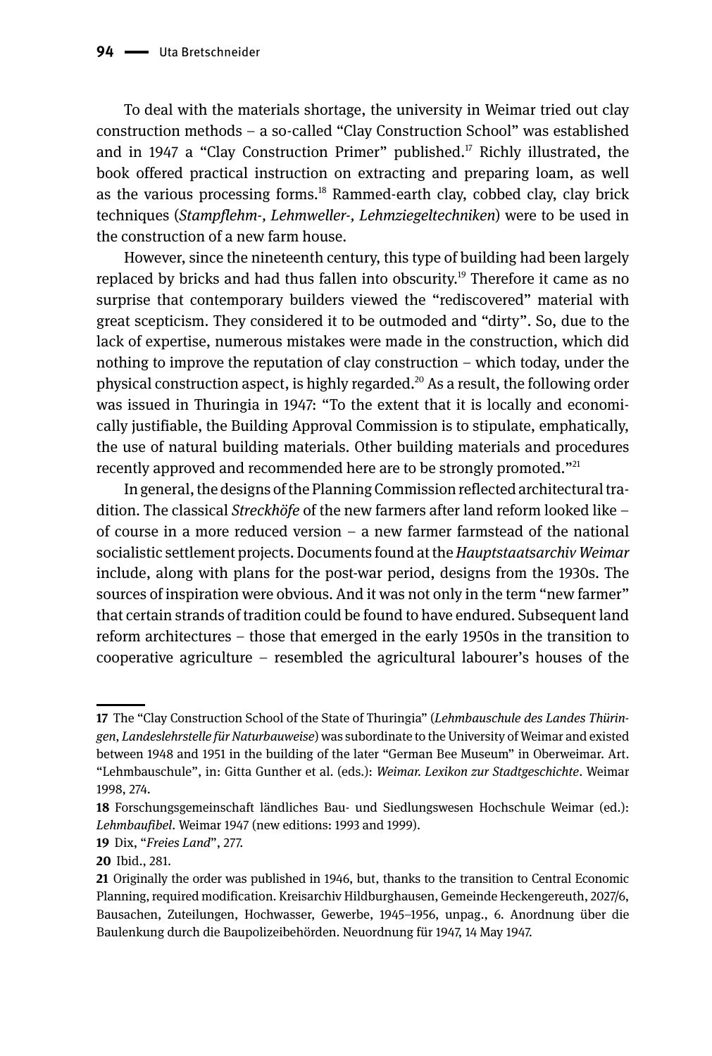To deal with the materials shortage, the university in Weimar tried out clay construction methods – a so-called "Clay Construction School" was established and in 1947 a "Clay Construction Primer" published.[17] Richly illustrated, the book offered practical instruction on extracting and preparing loam, as well as the various processing forms.[18] Rammed-earth clay, cobbed clay, clay brick techniques (*Stampflehm-, Lehmweller-, Lehmziegeltechniken*) were to be used in the construction of a new farm house.

However, since the nineteenth century, this type of building had been largely replaced by bricks and had thus fallen into obscurity.[19] Therefore it came as no surprise that contemporary builders viewed the "rediscovered" material with great scepticism. They considered it to be outmoded and "dirty". So, due to the lack of expertise, numerous mistakes were made in the construction, which did nothing to improve the reputation of clay construction – which today, under the physical construction aspect, is highly regarded.[20] As a result, the following order was issued in Thuringia in 1947: "To the extent that it is locally and economically justifiable, the Building Approval Commission is to stipulate, emphatically, the use of natural building materials. Other building materials and procedures recently approved and recommended here are to be strongly promoted."[21]

In general, the designs of the Planning Commission reflected architectural tradition. The classical *Streckhöfe* of the new farmers after land reform looked like – of course in a more reduced version – a new farmer farmstead of the national socialistic settlement projects. Documents found at the *Hauptstaatsarchiv Weimar* include, along with plans for the post-war period, designs from the 1930s. The sources of inspiration were obvious. And it was not only in the term "new farmer" that certain strands of tradition could be found to have endured. Subsequent land reform architectures – those that emerged in the early 1950s in the transition to cooperative agriculture – resembled the agricultural labourer's houses of the

---

**17** The "Clay Construction School of the State of Thuringia" (*Lehmbauschule des Landes Thüringen*, *Landeslehrstelle für Naturbauweise*) was subordinate to the University of Weimar and existed between 1948 and 1951 in the building of the later "German Bee Museum" in Oberweimar. Art. "Lehmbauschule", in: Gitta Gunther et al. (eds.): *Weimar. Lexikon zur Stadtgeschichte*. Weimar 1998, 274.

**18** Forschungsgemeinschaft ländliches Bau- und Siedlungswesen Hochschule Weimar (ed.): *Lehmbaufibel*. Weimar 1947 (new editions: 1993 and 1999).

**19** Dix, "*Freies Land*", 277.

**20** Ibid., 281.

**21** Originally the order was published in 1946, but, thanks to the transition to Central Economic Planning, required modification. Kreisarchiv Hildburghausen, Gemeinde Heckengereuth, 2027/6, Bausachen, Zuteilungen, Hochwasser, Gewerbe, 1945–1956, unpag., 6. Anordnung über die Baulenkung durch die Baupolizeibehörden. Neuordnung für 1947, 14 May 1947.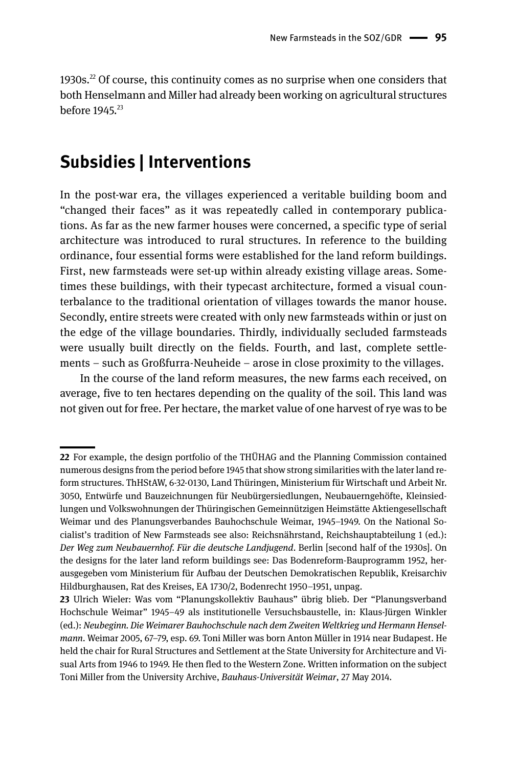1930s.[22] Of course, this continuity comes as no surprise when one considers that both Henselmann and Miller had already been working on agricultural structures before 1945.[23]

## Subsidies | Interventions

In the post-war era, the villages experienced a veritable building boom and "changed their faces" as it was repeatedly called in contemporary publications. As far as the new farmer houses were concerned, a specific type of serial architecture was introduced to rural structures. In reference to the building ordinance, four essential forms were established for the land reform buildings. First, new farmsteads were set-up within already existing village areas. Sometimes these buildings, with their typecast architecture, formed a visual counterbalance to the traditional orientation of villages towards the manor house. Secondly, entire streets were created with only new farmsteads within or just on the edge of the village boundaries. Thirdly, individually secluded farmsteads were usually built directly on the fields. Fourth, and last, complete settlements – such as Großfurra-Neuheide – arose in close proximity to the villages.

In the course of the land reform measures, the new farms each received, on average, five to ten hectares depending on the quality of the soil. This land was not given out for free. Per hectare, the market value of one harvest of rye was to be

---

**22** For example, the design portfolio of the THÜHAG and the Planning Commission contained numerous designs from the period before 1945 that show strong similarities with the later land reform structures. ThHStAW, 6-32-0130, Land Thüringen, Ministerium für Wirtschaft und Arbeit Nr. 3050, Entwürfe und Bauzeichnungen für Neubürgersiedlungen, Neubauerngehöfte, Kleinsiedlungen und Volkswohnungen der Thüringischen Gemeinnützigen Heimstätte Aktiengesellschaft Weimar und des Planungsverbandes Bauhochschule Weimar, 1945–1949. On the National Socialist's tradition of New Farmsteads see also: Reichsnährstand, Reichshauptabteilung 1 (ed.): *Der Weg zum Neubauernhof. Für die deutsche Landjugend*. Berlin [second half of the 1930s]. On the designs for the later land reform buildings see: Das Bodenreform-Bauprogramm 1952, herausgegeben vom Ministerium für Aufbau der Deutschen Demokratischen Republik, Kreisarchiv Hildburghausen, Rat des Kreises, EA 1730/2, Bodenrecht 1950–1951, unpag.

**23** Ulrich Wieler: Was vom "Planungskollektiv Bauhaus" übrig blieb. Der "Planungsverband Hochschule Weimar" 1945–49 als institutionelle Versuchsbaustelle, in: Klaus-Jürgen Winkler (ed.): *Neubeginn. Die Weimarer Bauhochschule nach dem Zweiten Weltkrieg und Hermann Henselmann*. Weimar 2005, 67–79, esp. 69. Toni Miller was born Anton Müller in 1914 near Budapest. He held the chair for Rural Structures and Settlement at the State University for Architecture and Visual Arts from 1946 to 1949. He then fled to the Western Zone. Written information on the subject Toni Miller from the University Archive, *Bauhaus-Universität Weimar*, 27 May 2014.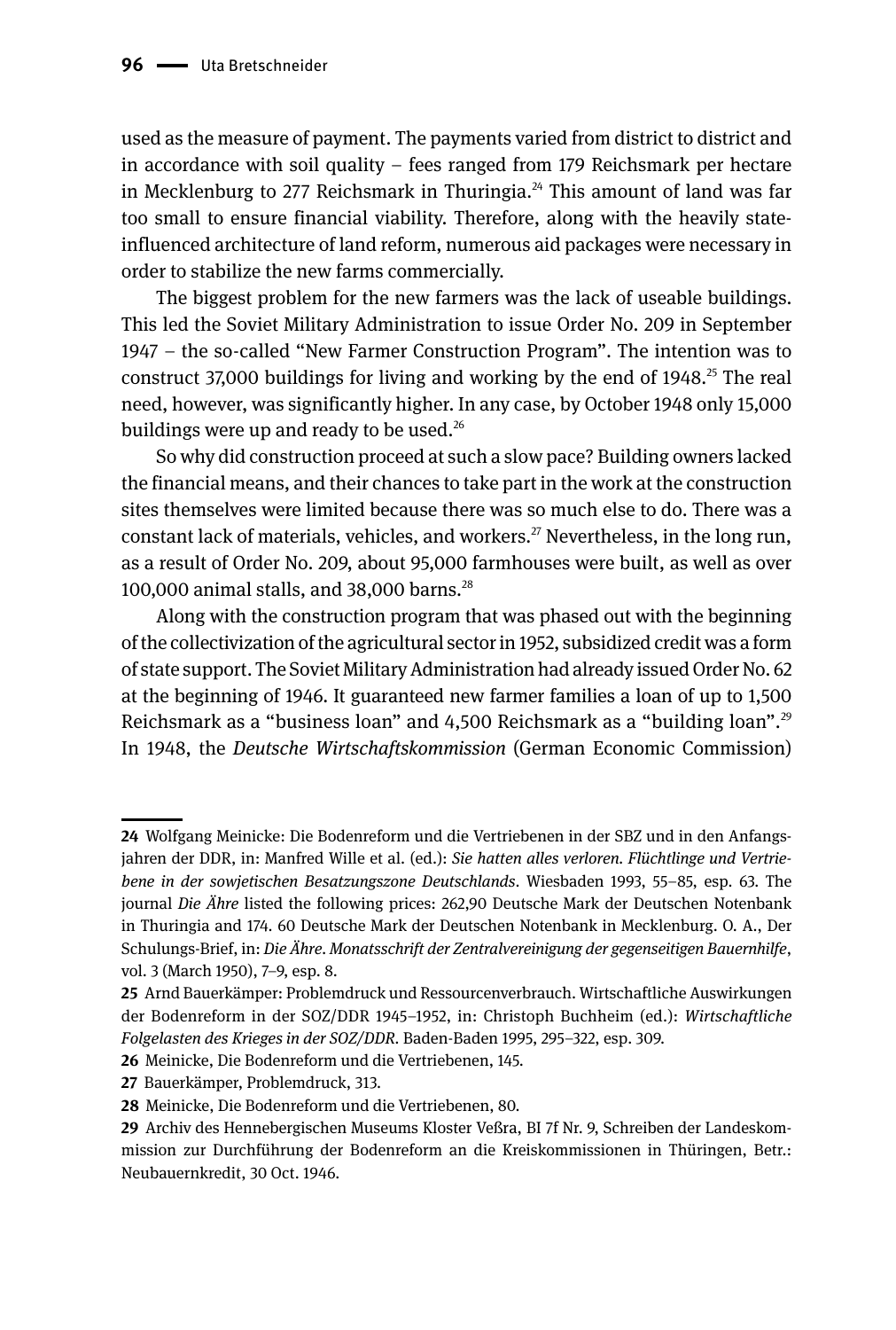used as the measure of payment. The payments varied from district to district and in accordance with soil quality – fees ranged from 179 Reichsmark per hectare in Mecklenburg to 277 Reichsmark in Thuringia.[24] This amount of land was far too small to ensure financial viability. Therefore, along with the heavily state-influenced architecture of land reform, numerous aid packages were necessary in order to stabilize the new farms commercially.

The biggest problem for the new farmers was the lack of useable buildings. This led the Soviet Military Administration to issue Order No. 209 in September 1947 – the so-called "New Farmer Construction Program". The intention was to construct 37,000 buildings for living and working by the end of 1948.[25] The real need, however, was significantly higher. In any case, by October 1948 only 15,000 buildings were up and ready to be used.[26]

So why did construction proceed at such a slow pace? Building owners lacked the financial means, and their chances to take part in the work at the construction sites themselves were limited because there was so much else to do. There was a constant lack of materials, vehicles, and workers.[27] Nevertheless, in the long run, as a result of Order No. 209, about 95,000 farmhouses were built, as well as over 100,000 animal stalls, and 38,000 barns.[28]

Along with the construction program that was phased out with the beginning of the collectivization of the agricultural sector in 1952, subsidized credit was a form of state support. The Soviet Military Administration had already issued Order No. 62 at the beginning of 1946. It guaranteed new farmer families a loan of up to 1,500 Reichsmark as a "business loan" and 4,500 Reichsmark as a "building loan".[29] In 1948, the *Deutsche Wirtschaftskommission* (German Economic Commission)

---

**24** Wolfgang Meinicke: Die Bodenreform und die Vertriebenen in der SBZ und in den Anfangsjahren der DDR, in: Manfred Wille et al. (ed.): *Sie hatten alles verloren. Flüchtlinge und Vertriebene in der sowjetischen Besatzungszone Deutschlands*. Wiesbaden 1993, 55–85, esp. 63. The journal *Die Ähre* listed the following prices: 262,90 Deutsche Mark der Deutschen Notenbank in Thuringia and 174. 60 Deutsche Mark der Deutschen Notenbank in Mecklenburg. O. A., Der Schulungs-Brief, in: *Die Ähre. Monatsschrift der Zentralvereinigung der gegenseitigen Bauernhilfe*, vol. 3 (March 1950), 7–9, esp. 8.

**25** Arnd Bauerkämper: Problemdruck und Ressourcenverbrauch. Wirtschaftliche Auswirkungen der Bodenreform in der SOZ/DDR 1945–1952, in: Christoph Buchheim (ed.): *Wirtschaftliche Folgelasten des Krieges in der SOZ/DDR*. Baden-Baden 1995, 295–322, esp. 309.

**26** Meinicke, Die Bodenreform und die Vertriebenen, 145.

**27** Bauerkämper, Problemdruck, 313.

**28** Meinicke, Die Bodenreform und die Vertriebenen, 80.

**29** Archiv des Hennebergischen Museums Kloster Veßra, BI 7f Nr. 9, Schreiben der Landeskommission zur Durchführung der Bodenreform an die Kreiskommissionen in Thüringen, Betr.: Neubauernkredit, 30 Oct. 1946.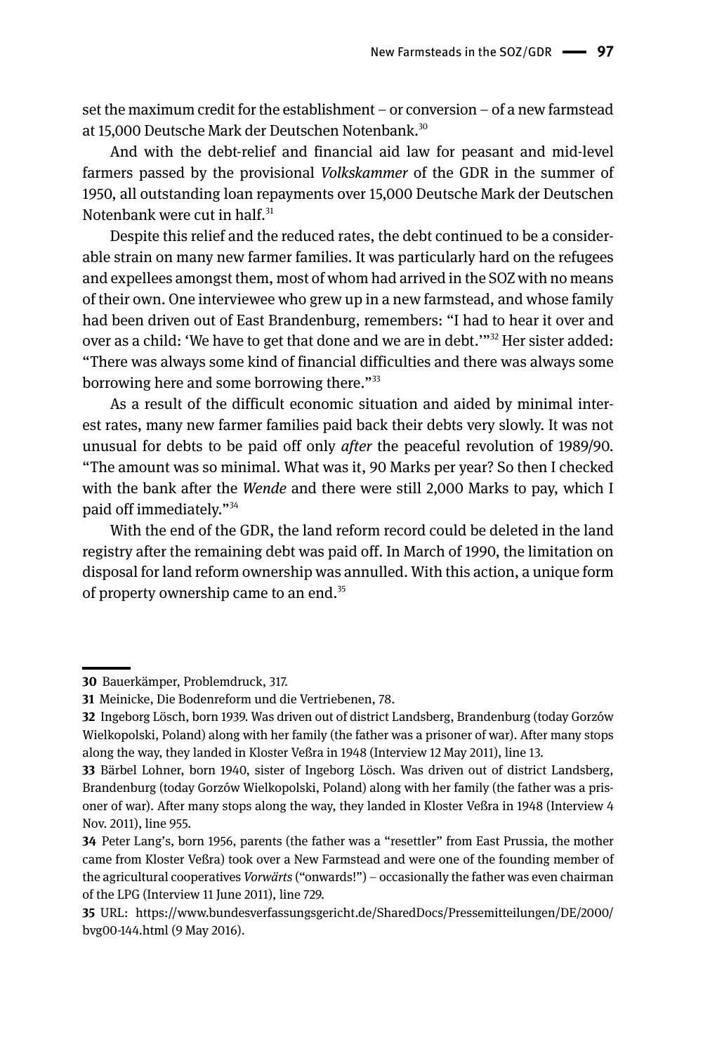set the maximum credit for the establishment – or conversion – of a new farmstead at 15,000 Deutsche Mark der Deutschen Notenbank.[30]

And with the debt-relief and financial aid law for peasant and mid-level farmers passed by the provisional *Volkskammer* of the GDR in the summer of 1950, all outstanding loan repayments over 15,000 Deutsche Mark der Deutschen Notenbank were cut in half.[31]

Despite this relief and the reduced rates, the debt continued to be a considerable strain on many new farmer families. It was particularly hard on the refugees and expellees amongst them, most of whom had arrived in the SOZ with no means of their own. One interviewee who grew up in a new farmstead, and whose family had been driven out of East Brandenburg, remembers: "I had to hear it over and over as a child: 'We have to get that done and we are in debt.'"[32] Her sister added: "There was always some kind of financial difficulties and there was always some borrowing here and some borrowing there."[33]

As a result of the difficult economic situation and aided by minimal interest rates, many new farmer families paid back their debts very slowly. It was not unusual for debts to be paid off only *after* the peaceful revolution of 1989/90. "The amount was so minimal. What was it, 90 Marks per year? So then I checked with the bank after the *Wende* and there were still 2,000 Marks to pay, which I paid off immediately."[34]

With the end of the GDR, the land reform record could be deleted in the land registry after the remaining debt was paid off. In March of 1990, the limitation on disposal for land reform ownership was annulled. With this action, a unique form of property ownership came to an end.[35]

---

**30** Bauerkämper, Problemdruck, 317.

**31** Meinicke, Die Bodenreform und die Vertriebenen, 78.

**32** Ingeborg Lösch, born 1939. Was driven out of district Landsberg, Brandenburg (today Gorzów Wielkopolski, Poland) along with her family (the father was a prisoner of war). After many stops along the way, they landed in Kloster Veßra in 1948 (Interview 12 May 2011), line 13.

**33** Bärbel Lohner, born 1940, sister of Ingeborg Lösch. Was driven out of district Landsberg, Brandenburg (today Gorzów Wielkopolski, Poland) along with her family (the father was a prisoner of war). After many stops along the way, they landed in Kloster Veßra in 1948 (Interview 4 Nov. 2011), line 955.

**34** Peter Lang's, born 1956, parents (the father was a "resettler" from East Prussia, the mother came from Kloster Veßra) took over a New Farmstead and were one of the founding member of the agricultural cooperatives *Vorwärts* ("onwards!") – occasionally the father was even chairman of the LPG (Interview 11 June 2011), line 729.

**35** URL: https://www.bundesverfassungsgericht.de/SharedDocs/Pressemitteilungen/DE/2000/bvg00-144.html (9 May 2016).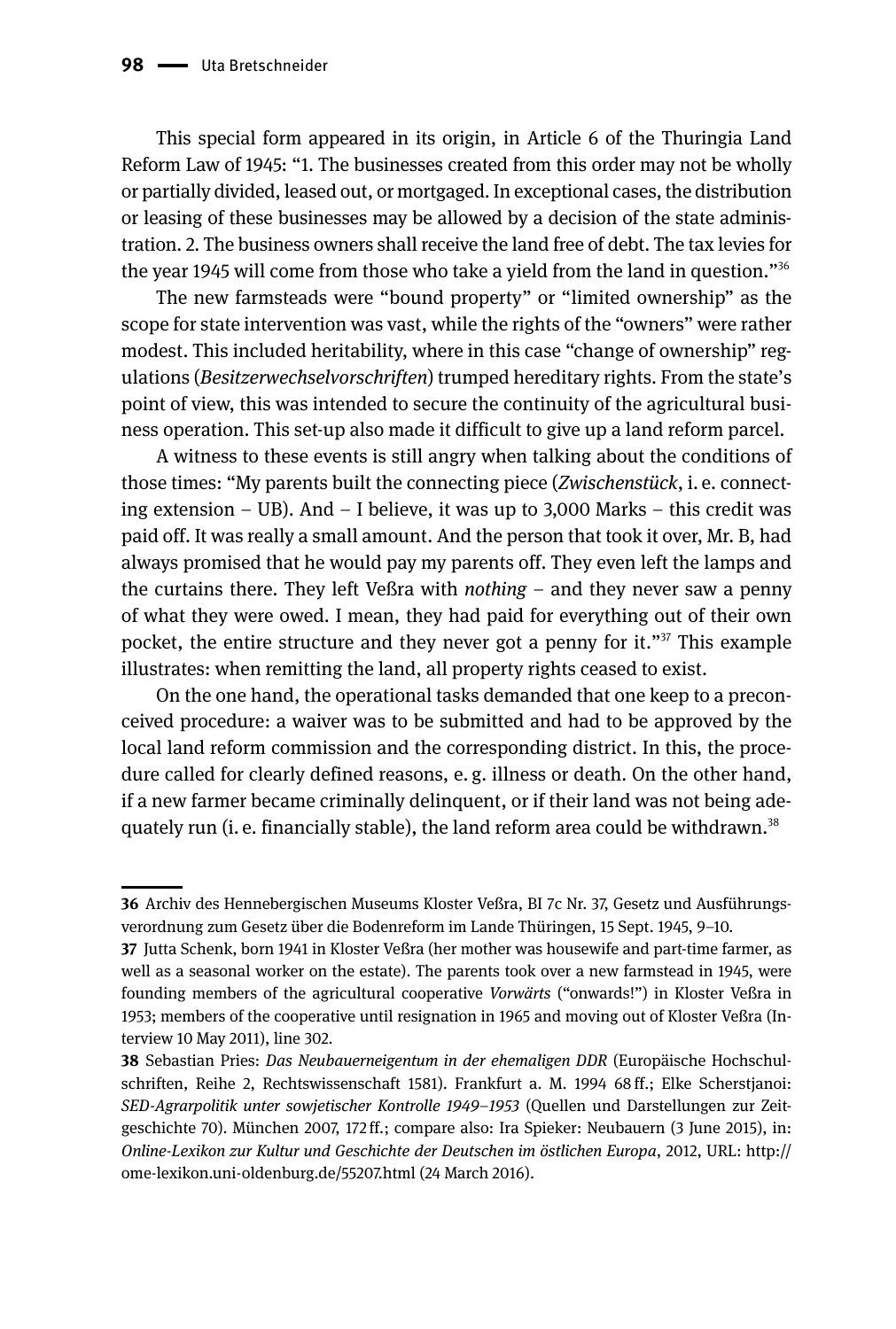This special form appeared in its origin, in Article 6 of the Thuringia Land Reform Law of 1945: "1. The businesses created from this order may not be wholly or partially divided, leased out, or mortgaged. In exceptional cases, the distribution or leasing of these businesses may be allowed by a decision of the state administration. 2. The business owners shall receive the land free of debt. The tax levies for the year 1945 will come from those who take a yield from the land in question."[36]

The new farmsteads were "bound property" or "limited ownership" as the scope for state intervention was vast, while the rights of the "owners" were rather modest. This included heritability, where in this case "change of ownership" regulations (*Besitzerwechselvorschriften*) trumped hereditary rights. From the state's point of view, this was intended to secure the continuity of the agricultural business operation. This set-up also made it difficult to give up a land reform parcel.

A witness to these events is still angry when talking about the conditions of those times: "My parents built the connecting piece (*Zwischenstück*, i. e. connecting extension – UB). And – I believe, it was up to 3,000 Marks – this credit was paid off. It was really a small amount. And the person that took it over, Mr. B, had always promised that he would pay my parents off. They even left the lamps and the curtains there. They left Veßra with *nothing* – and they never saw a penny of what they were owed. I mean, they had paid for everything out of their own pocket, the entire structure and they never got a penny for it."[37] This example illustrates: when remitting the land, all property rights ceased to exist.

On the one hand, the operational tasks demanded that one keep to a preconceived procedure: a waiver was to be submitted and had to be approved by the local land reform commission and the corresponding district. In this, the procedure called for clearly defined reasons, e. g. illness or death. On the other hand, if a new farmer became criminally delinquent, or if their land was not being adequately run (i. e. financially stable), the land reform area could be withdrawn.[38]

---

**36** Archiv des Hennebergischen Museums Kloster Veßra, BI 7c Nr. 37, Gesetz und Ausführungsverordnung zum Gesetz über die Bodenreform im Lande Thüringen, 15 Sept. 1945, 9–10.

**37** Jutta Schenk, born 1941 in Kloster Veßra (her mother was housewife and part-time farmer, as well as a seasonal worker on the estate). The parents took over a new farmstead in 1945, were founding members of the agricultural cooperative *Vorwärts* ("onwards!") in Kloster Veßra in 1953; members of the cooperative until resignation in 1965 and moving out of Kloster Veßra (Interview 10 May 2011), line 302.

**38** Sebastian Pries: *Das Neubauerneigentum in der ehemaligen DDR* (Europäische Hochschulschriften, Reihe 2, Rechtswissenschaft 1581). Frankfurt a. M. 1994 68 ff.; Elke Scherstjanoi: *SED-Agrarpolitik unter sowjetischer Kontrolle 1949–1953* (Quellen und Darstellungen zur Zeitgeschichte 70). München 2007, 172 ff.; compare also: Ira Spieker: Neubauern (3 June 2015), in: *Online-Lexikon zur Kultur und Geschichte der Deutschen im östlichen Europa*, 2012, URL: http://ome-lexikon.uni-oldenburg.de/55207.html (24 March 2016).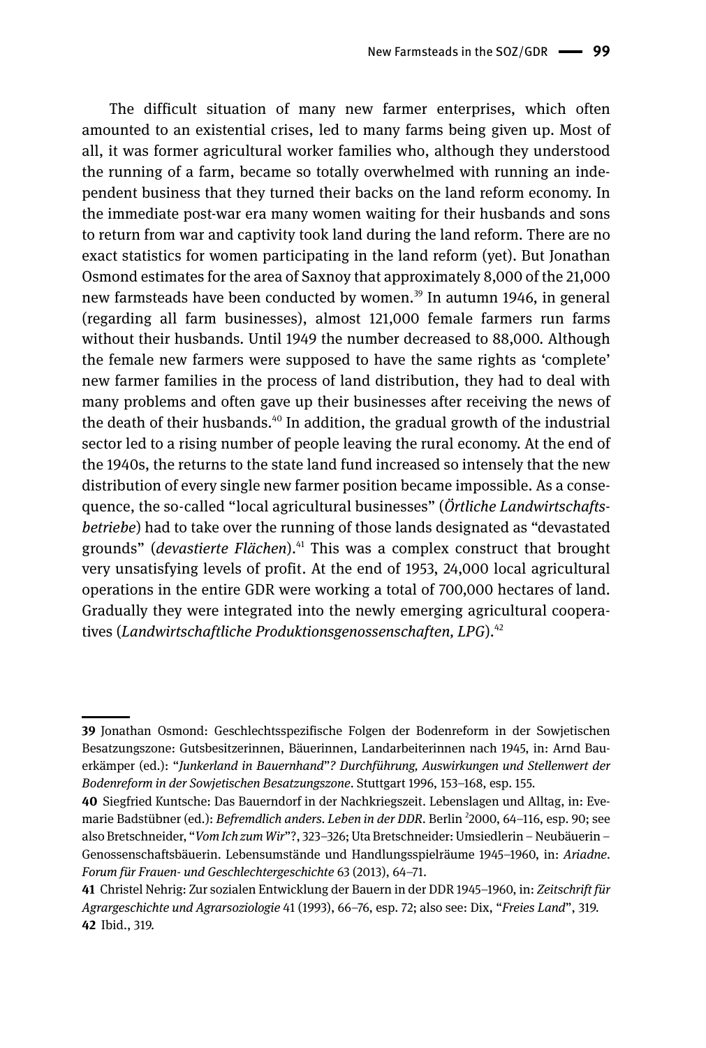The difficult situation of many new farmer enterprises, which often amounted to an existential crises, led to many farms being given up. Most of all, it was former agricultural worker families who, although they understood the running of a farm, became so totally overwhelmed with running an independent business that they turned their backs on the land reform economy. In the immediate post-war era many women waiting for their husbands and sons to return from war and captivity took land during the land reform. There are no exact statistics for women participating in the land reform (yet). But Jonathan Osmond estimates for the area of Saxnoy that approximately 8,000 of the 21,000 new farmsteads have been conducted by women.[39] In autumn 1946, in general (regarding all farm businesses), almost 121,000 female farmers run farms without their husbands. Until 1949 the number decreased to 88,000. Although the female new farmers were supposed to have the same rights as 'complete' new farmer families in the process of land distribution, they had to deal with many problems and often gave up their businesses after receiving the news of the death of their husbands.[40] In addition, the gradual growth of the industrial sector led to a rising number of people leaving the rural economy. At the end of the 1940s, the returns to the state land fund increased so intensely that the new distribution of every single new farmer position became impossible. As a consequence, the so-called "local agricultural businesses" (*Örtliche Landwirtschaftsbetriebe*) had to take over the running of those lands designated as "devastated grounds" (*devastierte Flächen*).[41] This was a complex construct that brought very unsatisfying levels of profit. At the end of 1953, 24,000 local agricultural operations in the entire GDR were working a total of 700,000 hectares of land. Gradually they were integrated into the newly emerging agricultural cooperatives (*Landwirtschaftliche Produktionsgenossenschaften, LPG*).[42]

---

**39** Jonathan Osmond: Geschlechtsspezifische Folgen der Bodenreform in der Sowjetischen Besatzungszone: Gutsbesitzerinnen, Bäuerinnen, Landarbeiterinnen nach 1945, in: Arnd Bauerkämper (ed.): "*Junkerland in Bauernhand*"*? Durchführung, Auswirkungen und Stellenwert der Bodenreform in der Sowjetischen Besatzungszone*. Stuttgart 1996, 153–168, esp. 155.

**40** Siegfried Kuntsche: Das Bauerndorf in der Nachkriegszeit. Lebenslagen und Alltag, in: Evemarie Badstübner (ed.): *Befremdlich anders. Leben in der DDR*. Berlin [2]2000, 64–116, esp. 90; see also Bretschneider, "*Vom Ich zum Wir*"?, 323–326; Uta Bretschneider: Umsiedlerin – Neubäuerin – Genossenschaftsbäuerin. Lebensumstände und Handlungsspielräume 1945–1960, in: *Ariadne. Forum für Frauen- und Geschlechtergeschichte* 63 (2013), 64–71.

**41** Christel Nehrig: Zur sozialen Entwicklung der Bauern in der DDR 1945–1960, in: *Zeitschrift für Agrargeschichte und Agrarsoziologie* 41 (1993), 66–76, esp. 72; also see: Dix, "*Freies Land*", 319.

**42** Ibid., 319.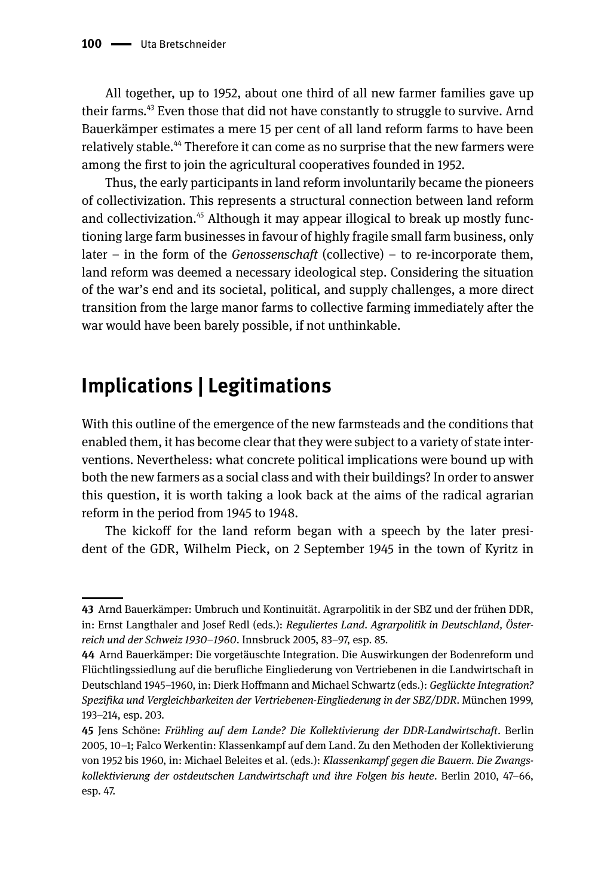All together, up to 1952, about one third of all new farmer families gave up their farms.[43] Even those that did not have constantly to struggle to survive. Arnd Bauerkämper estimates a mere 15 per cent of all land reform farms to have been relatively stable.[44] Therefore it can come as no surprise that the new farmers were among the first to join the agricultural cooperatives founded in 1952.

Thus, the early participants in land reform involuntarily became the pioneers of collectivization. This represents a structural connection between land reform and collectivization.[45] Although it may appear illogical to break up mostly functioning large farm businesses in favour of highly fragile small farm business, only later – in the form of the *Genossenschaft* (collective) – to re-incorporate them, land reform was deemed a necessary ideological step. Considering the situation of the war's end and its societal, political, and supply challenges, a more direct transition from the large manor farms to collective farming immediately after the war would have been barely possible, if not unthinkable.

## Implications | Legitimations

With this outline of the emergence of the new farmsteads and the conditions that enabled them, it has become clear that they were subject to a variety of state interventions. Nevertheless: what concrete political implications were bound up with both the new farmers as a social class and with their buildings? In order to answer this question, it is worth taking a look back at the aims of the radical agrarian reform in the period from 1945 to 1948.

The kickoff for the land reform began with a speech by the later president of the GDR, Wilhelm Pieck, on 2 September 1945 in the town of Kyritz in

---

**43** Arnd Bauerkämper: Umbruch und Kontinuität. Agrarpolitik in der SBZ und der frühen DDR, in: Ernst Langthaler and Josef Redl (eds.): *Reguliertes Land. Agrarpolitik in Deutschland, Österreich und der Schweiz 1930–1960*. Innsbruck 2005, 83–97, esp. 85.

**44** Arnd Bauerkämper: Die vorgetäuschte Integration. Die Auswirkungen der Bodenreform und Flüchtlingssiedlung auf die berufliche Eingliederung von Vertriebenen in die Landwirtschaft in Deutschland 1945–1960, in: Dierk Hoffmann and Michael Schwartz (eds.): *Geglückte Integration? Spezifika und Vergleichbarkeiten der Vertriebenen-Eingliederung in der SBZ/DDR*. München 1999, 193–214, esp. 203.

**45** Jens Schöne: *Frühling auf dem Lande? Die Kollektivierung der DDR-Landwirtschaft*. Berlin 2005, 10–1; Falco Werkentin: Klassenkampf auf dem Land. Zu den Methoden der Kollektivierung von 1952 bis 1960, in: Michael Beleites et al. (eds.): *Klassenkampf gegen die Bauern. Die Zwangskollektivierung der ostdeutschen Landwirtschaft und ihre Folgen bis heute*. Berlin 2010, 47–66, esp. 47.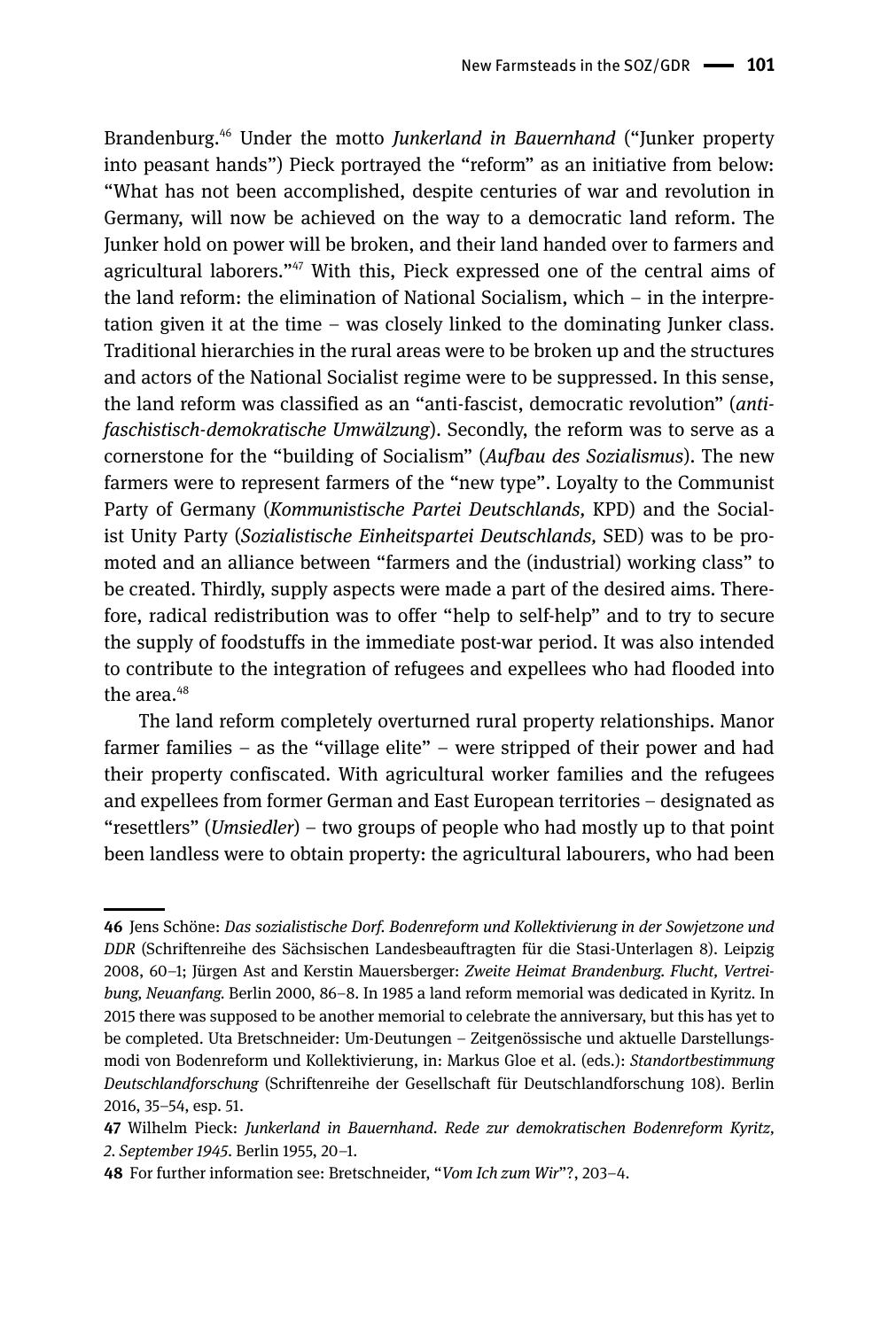Brandenburg.[46] Under the motto *Junkerland in Bauernhand* ("Junker property into peasant hands") Pieck portrayed the "reform" as an initiative from below: "What has not been accomplished, despite centuries of war and revolution in Germany, will now be achieved on the way to a democratic land reform. The Junker hold on power will be broken, and their land handed over to farmers and agricultural laborers."[47] With this, Pieck expressed one of the central aims of the land reform: the elimination of National Socialism, which – in the interpretation given it at the time – was closely linked to the dominating Junker class. Traditional hierarchies in the rural areas were to be broken up and the structures and actors of the National Socialist regime were to be suppressed. In this sense, the land reform was classified as an "anti-fascist, democratic revolution" (*antifaschistisch-demokratische Umwälzung*). Secondly, the reform was to serve as a cornerstone for the "building of Socialism" (*Aufbau des Sozialismus*). The new farmers were to represent farmers of the "new type". Loyalty to the Communist Party of Germany (*Kommunistische Partei Deutschlands,* KPD) and the Socialist Unity Party (*Sozialistische Einheitspartei Deutschlands,* SED) was to be promoted and an alliance between "farmers and the (industrial) working class" to be created. Thirdly, supply aspects were made a part of the desired aims. Therefore, radical redistribution was to offer "help to self-help" and to try to secure the supply of foodstuffs in the immediate post-war period. It was also intended to contribute to the integration of refugees and expellees who had flooded into the area.[48]

The land reform completely overturned rural property relationships. Manor farmer families – as the "village elite" – were stripped of their power and had their property confiscated. With agricultural worker families and the refugees and expellees from former German and East European territories – designated as "resettlers" (*Umsiedler*) – two groups of people who had mostly up to that point been landless were to obtain property: the agricultural labourers, who had been

---

**46** Jens Schöne: *Das sozialistische Dorf. Bodenreform und Kollektivierung in der Sowjetzone und DDR* (Schriftenreihe des Sächsischen Landesbeauftragten für die Stasi-Unterlagen 8). Leipzig 2008, 60–1; Jürgen Ast and Kerstin Mauersberger: *Zweite Heimat Brandenburg. Flucht, Vertreibung, Neuanfang.* Berlin 2000, 86–8. In 1985 a land reform memorial was dedicated in Kyritz. In 2015 there was supposed to be another memorial to celebrate the anniversary, but this has yet to be completed. Uta Bretschneider: Um-Deutungen – Zeitgenössische und aktuelle Darstellungsmodi von Bodenreform und Kollektivierung, in: Markus Gloe et al. (eds.): *Standortbestimmung Deutschlandforschung* (Schriftenreihe der Gesellschaft für Deutschlandforschung 108). Berlin 2016, 35–54, esp. 51.

**47** Wilhelm Pieck: *Junkerland in Bauernhand. Rede zur demokratischen Bodenreform Kyritz, 2. September 1945.* Berlin 1955, 20–1.

**48** For further information see: Bretschneider, "*Vom Ich zum Wir*"?, 203–4.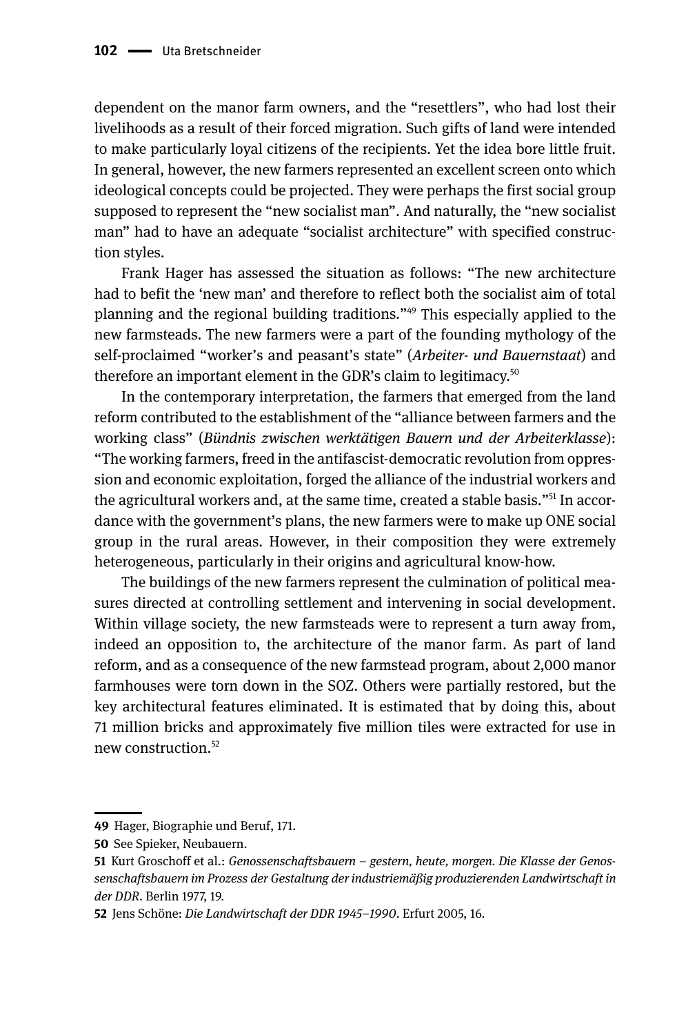dependent on the manor farm owners, and the "resettlers", who had lost their livelihoods as a result of their forced migration. Such gifts of land were intended to make particularly loyal citizens of the recipients. Yet the idea bore little fruit. In general, however, the new farmers represented an excellent screen onto which ideological concepts could be projected. They were perhaps the first social group supposed to represent the "new socialist man". And naturally, the "new socialist man" had to have an adequate "socialist architecture" with specified construction styles.

Frank Hager has assessed the situation as follows: "The new architecture had to befit the 'new man' and therefore to reflect both the socialist aim of total planning and the regional building traditions."[49] This especially applied to the new farmsteads. The new farmers were a part of the founding mythology of the self-proclaimed "worker's and peasant's state" (*Arbeiter- und Bauernstaat*) and therefore an important element in the GDR's claim to legitimacy.[50]

In the contemporary interpretation, the farmers that emerged from the land reform contributed to the establishment of the "alliance between farmers and the working class" (*Bündnis zwischen werktätigen Bauern und der Arbeiterklasse*): "The working farmers, freed in the antifascist-democratic revolution from oppression and economic exploitation, forged the alliance of the industrial workers and the agricultural workers and, at the same time, created a stable basis."[51] In accordance with the government's plans, the new farmers were to make up ONE social group in the rural areas. However, in their composition they were extremely heterogeneous, particularly in their origins and agricultural know-how.

The buildings of the new farmers represent the culmination of political measures directed at controlling settlement and intervening in social development. Within village society, the new farmsteads were to represent a turn away from, indeed an opposition to, the architecture of the manor farm. As part of land reform, and as a consequence of the new farmstead program, about 2,000 manor farmhouses were torn down in the SOZ. Others were partially restored, but the key architectural features eliminated. It is estimated that by doing this, about 71 million bricks and approximately five million tiles were extracted for use in new construction.[52]

---

**49** Hager, Biographie und Beruf, 171.

**50** See Spieker, Neubauern.

**51** Kurt Groschoff et al.: *Genossenschaftsbauern – gestern, heute, morgen. Die Klasse der Genossenschaftsbauern im Prozess der Gestaltung der industriemäßig produzierenden Landwirtschaft in der DDR*. Berlin 1977, 19.

**52** Jens Schöne: *Die Landwirtschaft der DDR 1945–1990*. Erfurt 2005, 16.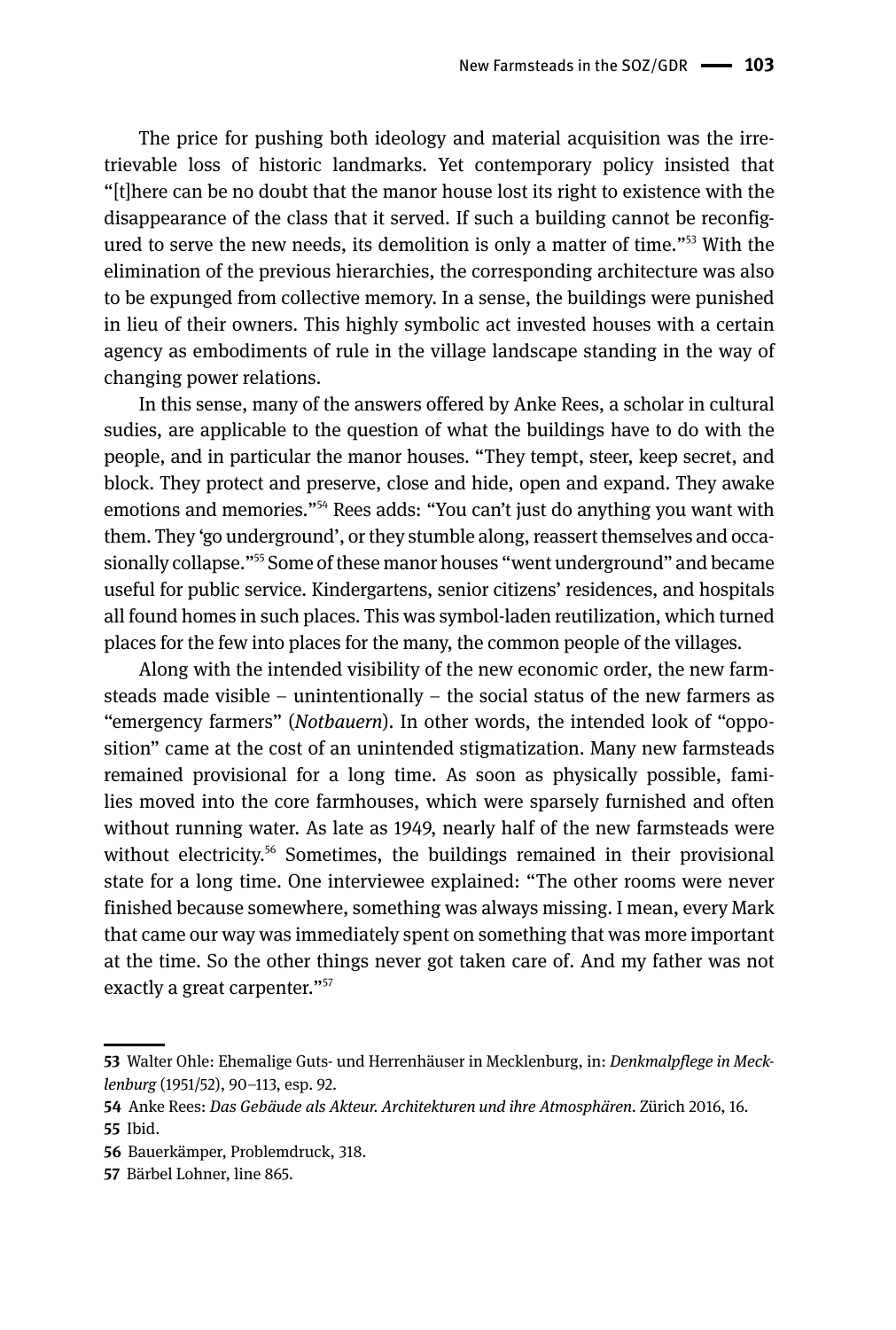The price for pushing both ideology and material acquisition was the irretrievable loss of historic landmarks. Yet contemporary policy insisted that "[t]here can be no doubt that the manor house lost its right to existence with the disappearance of the class that it served. If such a building cannot be reconfigured to serve the new needs, its demolition is only a matter of time."[53] With the elimination of the previous hierarchies, the corresponding architecture was also to be expunged from collective memory. In a sense, the buildings were punished in lieu of their owners. This highly symbolic act invested houses with a certain agency as embodiments of rule in the village landscape standing in the way of changing power relations.

In this sense, many of the answers offered by Anke Rees, a scholar in cultural sudies, are applicable to the question of what the buildings have to do with the people, and in particular the manor houses. "They tempt, steer, keep secret, and block. They protect and preserve, close and hide, open and expand. They awake emotions and memories."[54] Rees adds: "You can't just do anything you want with them. They 'go underground', or they stumble along, reassert themselves and occasionally collapse."[55] Some of these manor houses "went underground" and became useful for public service. Kindergartens, senior citizens' residences, and hospitals all found homes in such places. This was symbol-laden reutilization, which turned places for the few into places for the many, the common people of the villages.

Along with the intended visibility of the new economic order, the new farmsteads made visible – unintentionally – the social status of the new farmers as "emergency farmers" (*Notbauern*). In other words, the intended look of "opposition" came at the cost of an unintended stigmatization. Many new farmsteads remained provisional for a long time. As soon as physically possible, families moved into the core farmhouses, which were sparsely furnished and often without running water. As late as 1949, nearly half of the new farmsteads were without electricity.[56] Sometimes, the buildings remained in their provisional state for a long time. One interviewee explained: "The other rooms were never finished because somewhere, something was always missing. I mean, every Mark that came our way was immediately spent on something that was more important at the time. So the other things never got taken care of. And my father was not exactly a great carpenter."[57]

---

**53** Walter Ohle: Ehemalige Guts- und Herrenhäuser in Mecklenburg, in: *Denkmalpflege in Mecklenburg* (1951/52), 90–113, esp. 92.

**54** Anke Rees: *Das Gebäude als Akteur. Architekturen und ihre Atmosphären*. Zürich 2016, 16.

**55** Ibid.

**56** Bauerkämper, Problemdruck, 318.

**57** Bärbel Lohner, line 865.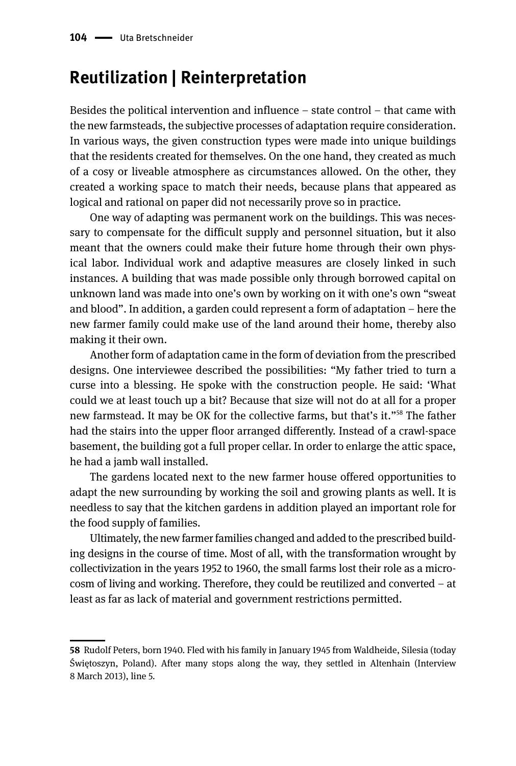## Reutilization | Reinterpretation

Besides the political intervention and influence – state control – that came with the new farmsteads, the subjective processes of adaptation require consideration. In various ways, the given construction types were made into unique buildings that the residents created for themselves. On the one hand, they created as much of a cosy or liveable atmosphere as circumstances allowed. On the other, they created a working space to match their needs, because plans that appeared as logical and rational on paper did not necessarily prove so in practice.

One way of adapting was permanent work on the buildings. This was necessary to compensate for the difficult supply and personnel situation, but it also meant that the owners could make their future home through their own physical labor. Individual work and adaptive measures are closely linked in such instances. A building that was made possible only through borrowed capital on unknown land was made into one's own by working on it with one's own "sweat and blood". In addition, a garden could represent a form of adaptation – here the new farmer family could make use of the land around their home, thereby also making it their own.

Another form of adaptation came in the form of deviation from the prescribed designs. One interviewee described the possibilities: "My father tried to turn a curse into a blessing. He spoke with the construction people. He said: 'What could we at least touch up a bit? Because that size will not do at all for a proper new farmstead. It may be OK for the collective farms, but that's it."[58] The father had the stairs into the upper floor arranged differently. Instead of a crawl-space basement, the building got a full proper cellar. In order to enlarge the attic space, he had a jamb wall installed.

The gardens located next to the new farmer house offered opportunities to adapt the new surrounding by working the soil and growing plants as well. It is needless to say that the kitchen gardens in addition played an important role for the food supply of families.

Ultimately, the new farmer families changed and added to the prescribed building designs in the course of time. Most of all, with the transformation wrought by collectivization in the years 1952 to 1960, the small farms lost their role as a microcosm of living and working. Therefore, they could be reutilized and converted – at least as far as lack of material and government restrictions permitted.

---

**58** Rudolf Peters, born 1940. Fled with his family in January 1945 from Waldheide, Silesia (today Świętoszyn, Poland). After many stops along the way, they settled in Altenhain (Interview 8 March 2013), line 5.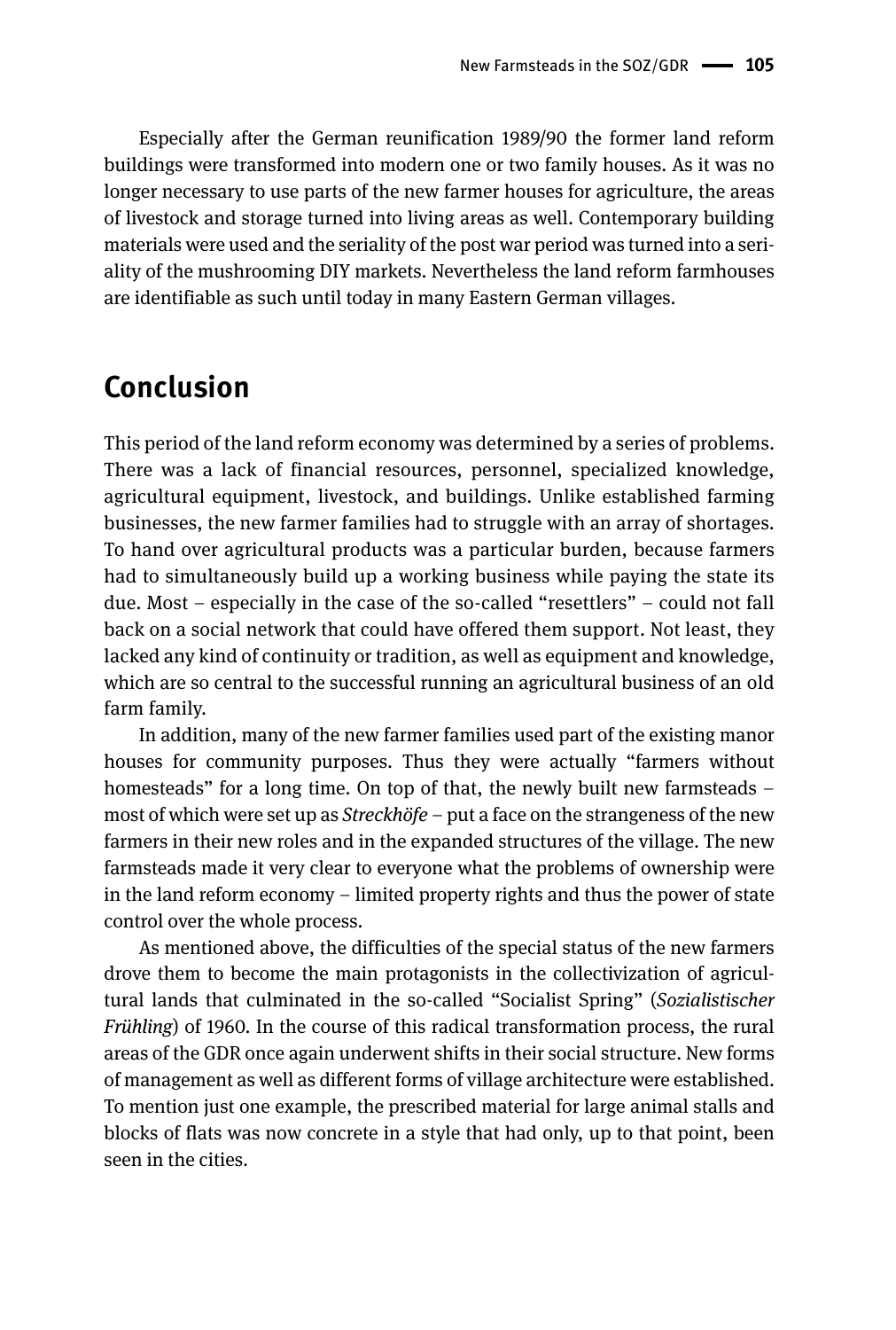Especially after the German reunification 1989/90 the former land reform buildings were transformed into modern one or two family houses. As it was no longer necessary to use parts of the new farmer houses for agriculture, the areas of livestock and storage turned into living areas as well. Contemporary building materials were used and the seriality of the post war period was turned into a seriality of the mushrooming DIY markets. Nevertheless the land reform farmhouses are identifiable as such until today in many Eastern German villages.

## Conclusion

This period of the land reform economy was determined by a series of problems. There was a lack of financial resources, personnel, specialized knowledge, agricultural equipment, livestock, and buildings. Unlike established farming businesses, the new farmer families had to struggle with an array of shortages. To hand over agricultural products was a particular burden, because farmers had to simultaneously build up a working business while paying the state its due. Most – especially in the case of the so-called "resettlers" – could not fall back on a social network that could have offered them support. Not least, they lacked any kind of continuity or tradition, as well as equipment and knowledge, which are so central to the successful running an agricultural business of an old farm family.

In addition, many of the new farmer families used part of the existing manor houses for community purposes. Thus they were actually "farmers without homesteads" for a long time. On top of that, the newly built new farmsteads – most of which were set up as *Streckhöfe* – put a face on the strangeness of the new farmers in their new roles and in the expanded structures of the village. The new farmsteads made it very clear to everyone what the problems of ownership were in the land reform economy – limited property rights and thus the power of state control over the whole process.

As mentioned above, the difficulties of the special status of the new farmers drove them to become the main protagonists in the collectivization of agricultural lands that culminated in the so-called "Socialist Spring" (*Sozialistischer Frühling*) of 1960. In the course of this radical transformation process, the rural areas of the GDR once again underwent shifts in their social structure. New forms of management as well as different forms of village architecture were established. To mention just one example, the prescribed material for large animal stalls and blocks of flats was now concrete in a style that had only, up to that point, been seen in the cities.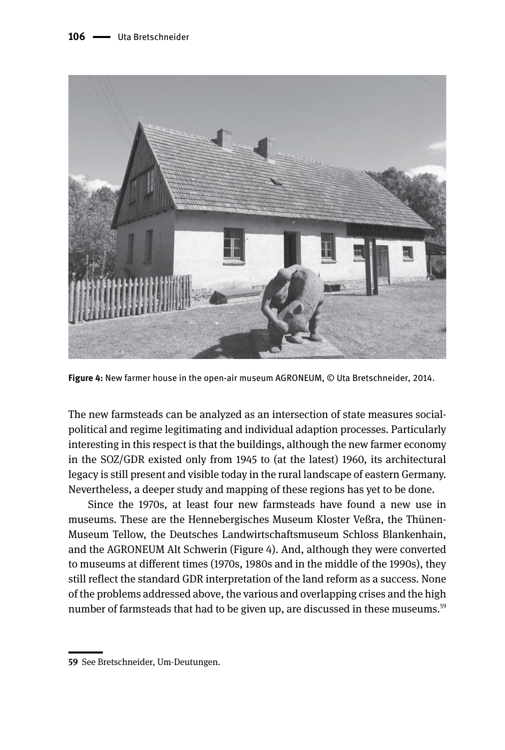Figure 4: New farmer house in the open-air museum AGRONEUM, © Uta Bretschneider, 2014.

The new farmsteads can be analyzed as an intersection of state measures social-political and regime legitimating and individual adaption processes. Particularly interesting in this respect is that the buildings, although the new farmer economy in the SOZ/GDR existed only from 1945 to (at the latest) 1960, its architectural legacy is still present and visible today in the rural landscape of eastern Germany. Nevertheless, a deeper study and mapping of these regions has yet to be done.

Since the 1970s, at least four new farmsteads have found a new use in museums. These are the Hennebergisches Museum Kloster Veßra, the Thünen-Museum Tellow, the Deutsches Landwirtschaftsmuseum Schloss Blankenhain, and the AGRONEUM Alt Schwerin (Figure 4). And, although they were converted to museums at different times (1970s, 1980s and in the middle of the 1990s), they still reflect the standard GDR interpretation of the land reform as a success. None of the problems addressed above, the various and overlapping crises and the high number of farmsteads that had to be given up, are discussed in these museums.[59]

59 See Bretschneider, Um-Deutungen.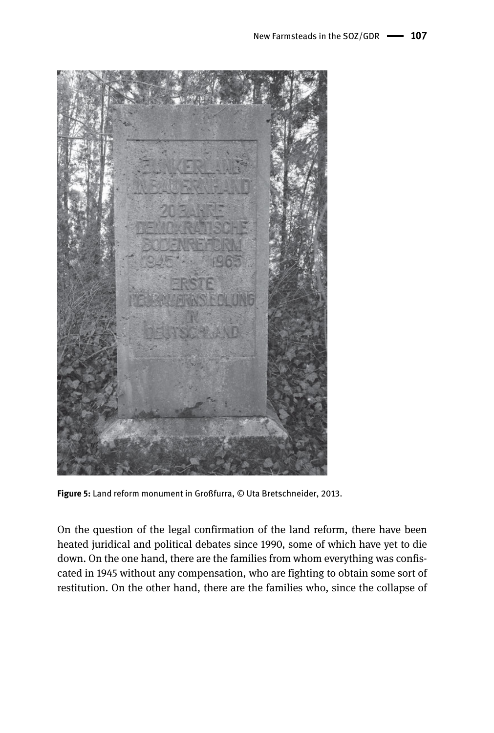Figure 5: Land reform monument in Großfurra, © Uta Bretschneider, 2013.

On the question of the legal confirmation of the land reform, there have been heated juridical and political debates since 1990, some of which have yet to die down. On the one hand, there are the families from whom everything was confiscated in 1945 without any compensation, who are fighting to obtain some sort of restitution. On the other hand, there are the families who, since the collapse of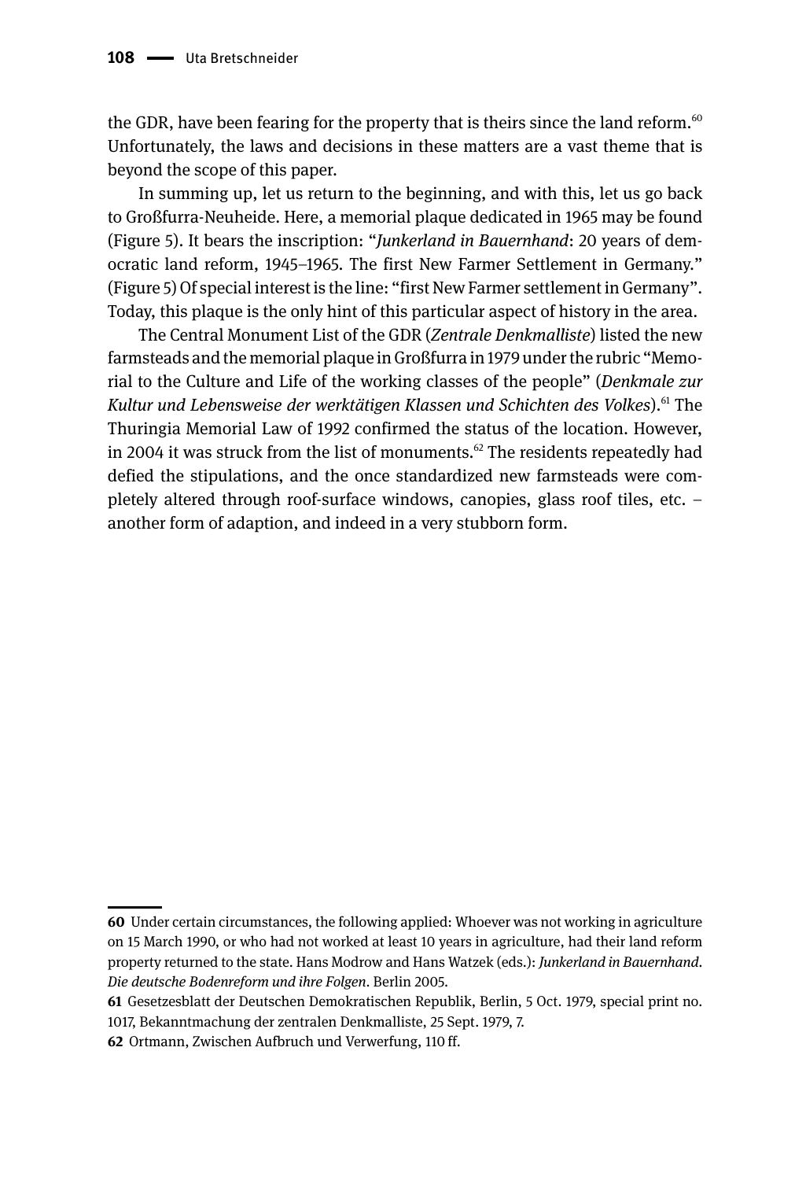the GDR, have been fearing for the property that is theirs since the land reform.[60] Unfortunately, the laws and decisions in these matters are a vast theme that is beyond the scope of this paper.

In summing up, let us return to the beginning, and with this, let us go back to Großfurra-Neuheide. Here, a memorial plaque dedicated in 1965 may be found (Figure 5). It bears the inscription: "*Junkerland in Bauernhand*: 20 years of democratic land reform, 1945–1965. The first New Farmer Settlement in Germany." (Figure 5) Of special interest is the line: "first New Farmer settlement in Germany". Today, this plaque is the only hint of this particular aspect of history in the area.

The Central Monument List of the GDR (*Zentrale Denkmalliste*) listed the new farmsteads and the memorial plaque in Großfurra in 1979 under the rubric "Memorial to the Culture and Life of the working classes of the people" (*Denkmale zur Kultur und Lebensweise der werktätigen Klassen und Schichten des Volkes*).[61] The Thuringia Memorial Law of 1992 confirmed the status of the location. However, in 2004 it was struck from the list of monuments.[62] The residents repeatedly had defied the stipulations, and the once standardized new farmsteads were completely altered through roof-surface windows, canopies, glass roof tiles, etc. – another form of adaption, and indeed in a very stubborn form.

---

**60** Under certain circumstances, the following applied: Whoever was not working in agriculture on 15 March 1990, or who had not worked at least 10 years in agriculture, had their land reform property returned to the state. Hans Modrow and Hans Watzek (eds.): *Junkerland in Bauernhand. Die deutsche Bodenreform und ihre Folgen*. Berlin 2005.

**61** Gesetzesblatt der Deutschen Demokratischen Republik, Berlin, 5 Oct. 1979, special print no. 1017, Bekanntmachung der zentralen Denkmalliste, 25 Sept. 1979, 7.

**62** Ortmann, Zwischen Aufbruch und Verwerfung, 110 ff.